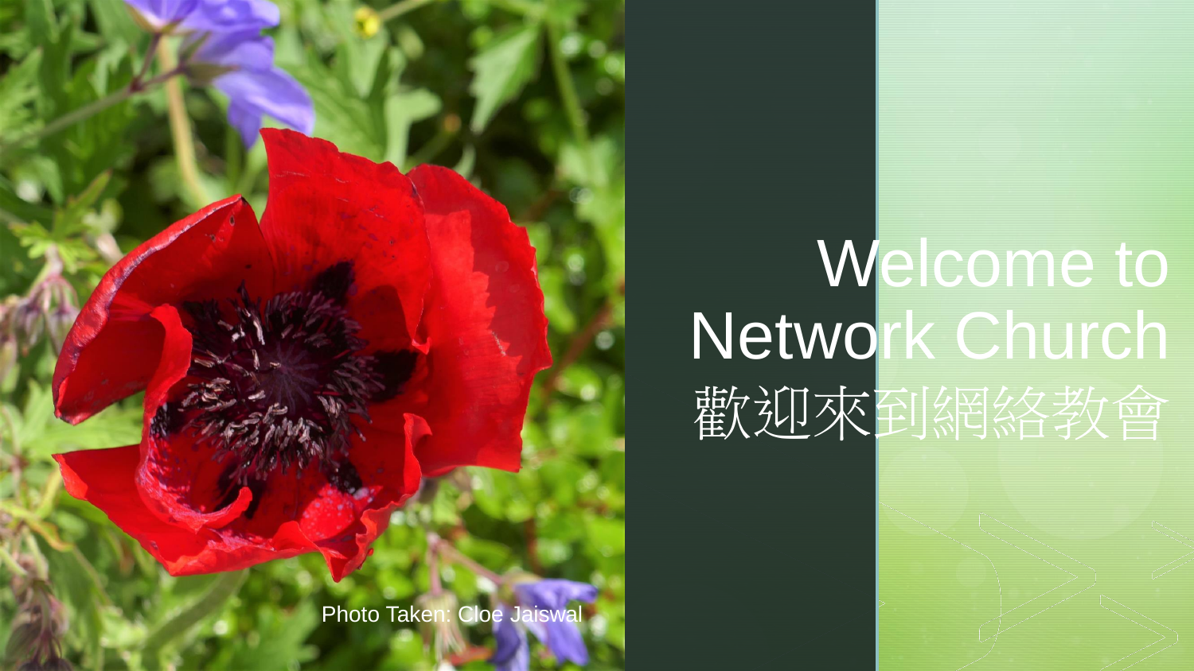# Welcome to Network Church
# 歡迎來到網絡教會

Photo Taken: Cloe Jaiswal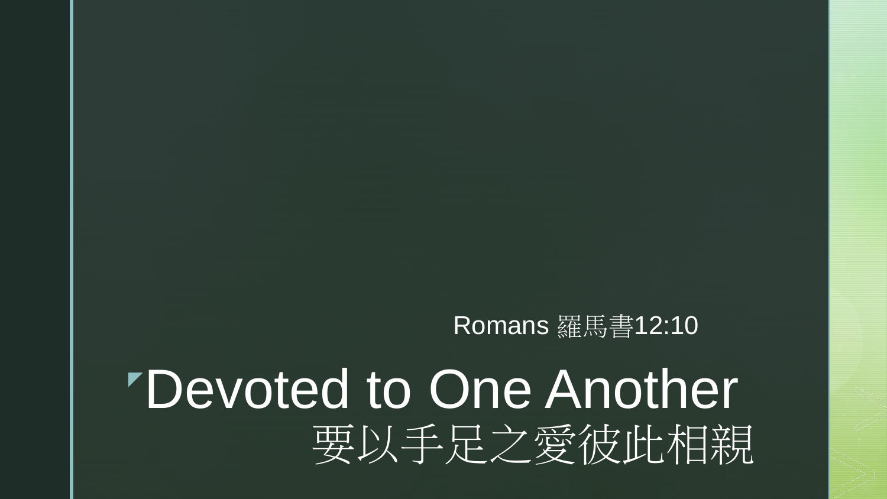Romans 羅馬書12:10

# Devoted to One Another
# 要以手足之愛彼此相親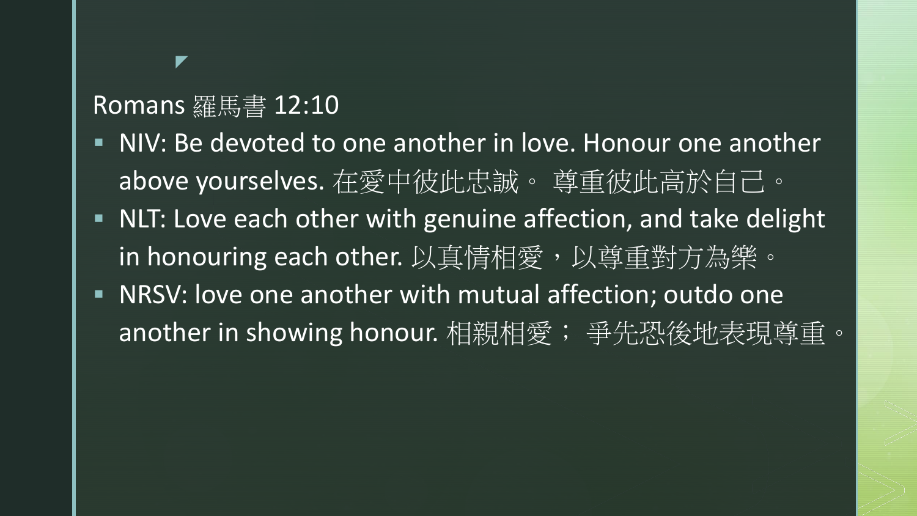## Romans 羅馬書 12:10

- NIV: Be devoted to one another in love. Honour one another above yourselves. 在愛中彼此忠誠。 尊重彼此高於自己。
- NLT: Love each other with genuine affection, and take delight in honouring each other. 以真情相愛，以尊重對方為樂。
- NRSV: love one another with mutual affection; outdo one another in showing honour. 相親相愛； 爭先恐後地表現尊重。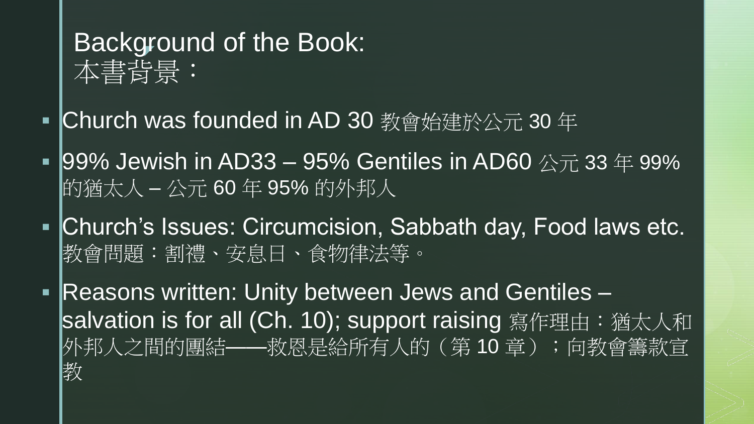# Background of the Book:
# 本書背景：

- Church was founded in AD 30 教會始建於公元 30 年
- 99% Jewish in AD33 – 95% Gentiles in AD60 公元 33 年 99% 的猶太人 – 公元 60 年 95% 的外邦人
- Church's Issues: Circumcision, Sabbath day, Food laws etc. 教會問題：割禮、安息日、食物律法等。
- Reasons written: Unity between Jews and Gentiles – salvation is for all (Ch. 10); support raising 寫作理由：猶太人和外邦人之間的團結——救恩是給所有人的（第 10 章）；向教會籌款宣教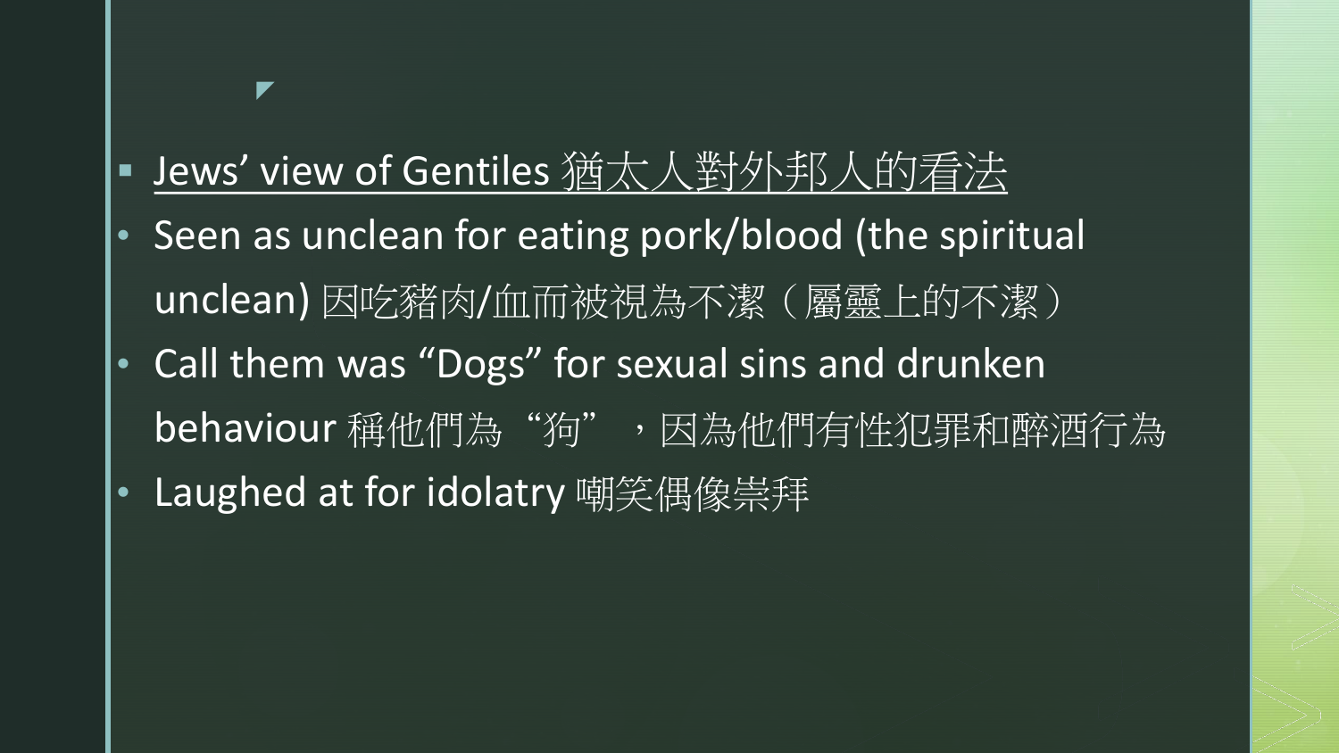- Jews’ view of Gentiles 猶太人對外邦人的看法
- Seen as unclean for eating pork/blood (the spiritual unclean) 因吃豬肉/血而被視為不潔（屬靈上的不潔）
- Call them was “Dogs” for sexual sins and drunken behaviour 稱他們為“狗”，因為他們有性犯罪和醉酒行為
- Laughed at for idolatry 嘲笑偶像崇拜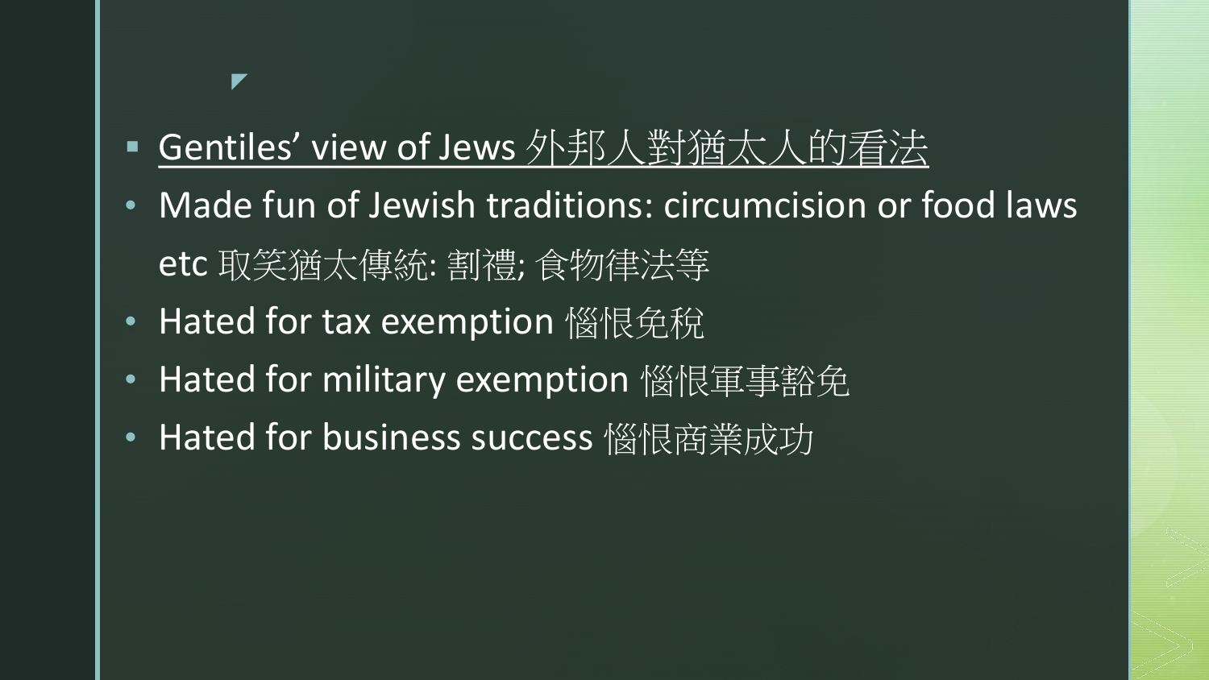- <u>Gentiles' view of Jews 外邦人對猶太人的看法</u>
- Made fun of Jewish traditions: circumcision or food laws etc 取笑猶太傳統: 割禮; 食物律法等
- Hated for tax exemption 惱恨免稅
- Hated for military exemption 惱恨軍事豁免
- Hated for business success 惱恨商業成功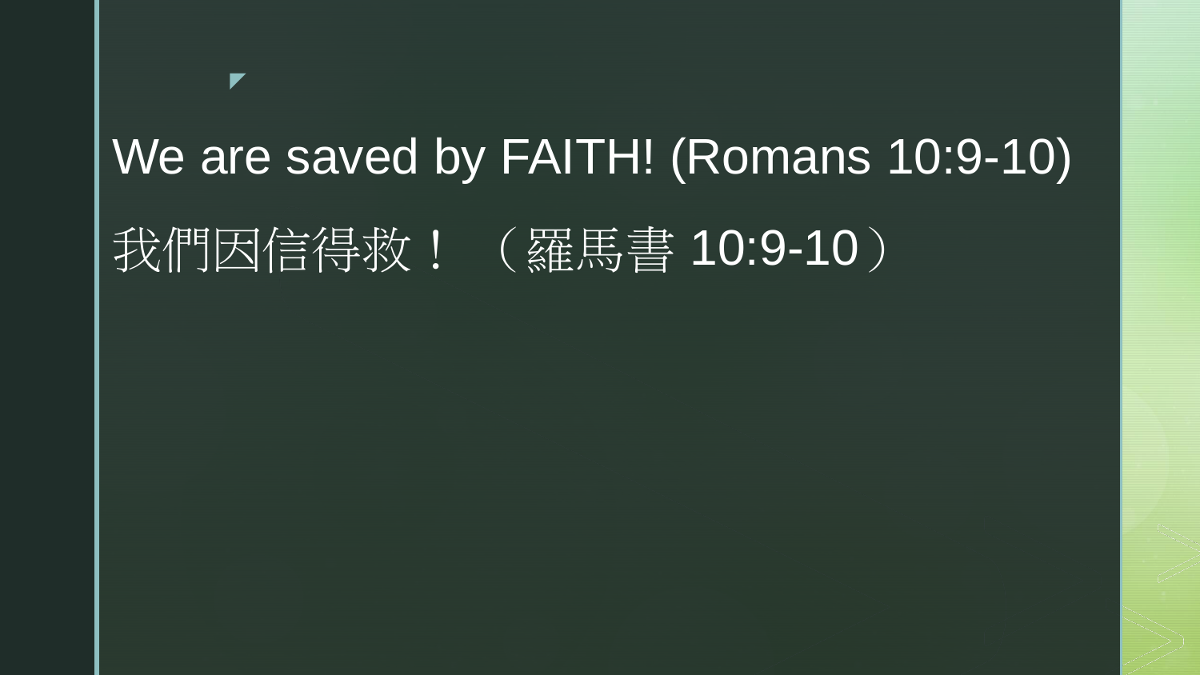We are saved by FAITH! (Romans 10:9-10)

我們因信得救！（羅馬書 10:9-10）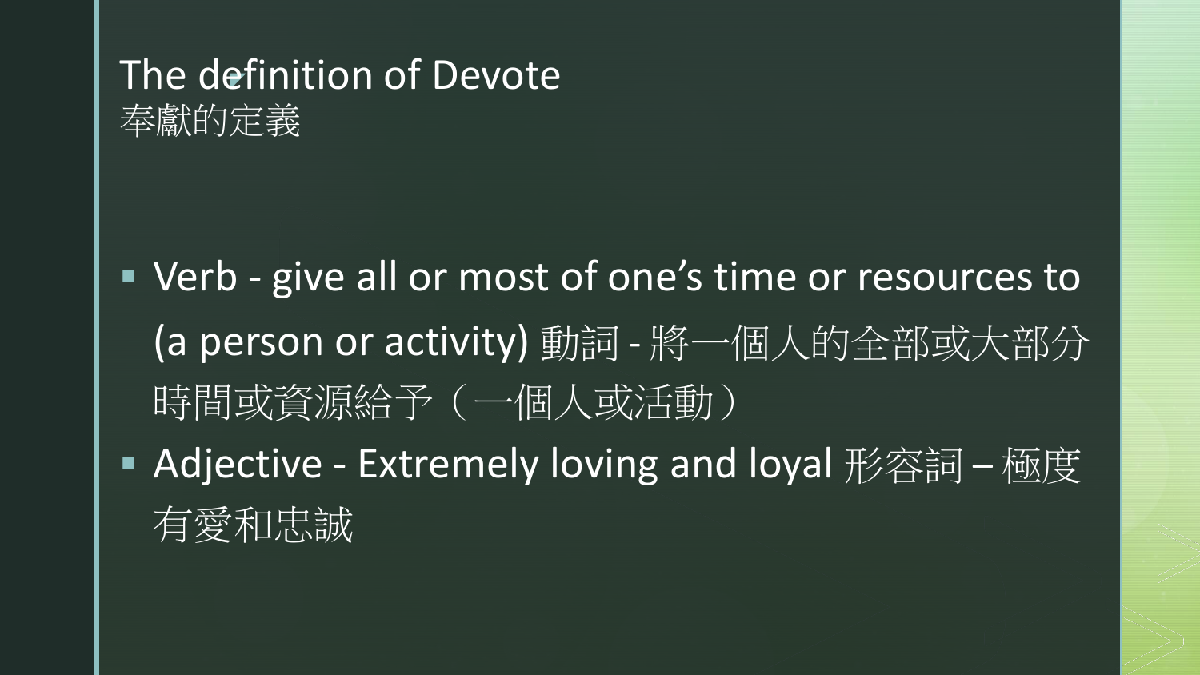# The definition of Devote
奉獻的定義

- Verb - give all or most of one’s time or resources to (a person or activity) 動詞 - 將一個人的全部或大部分時間或資源給予（一個人或活動）
- Adjective - Extremely loving and loyal 形容詞 – 極度有愛和忠誠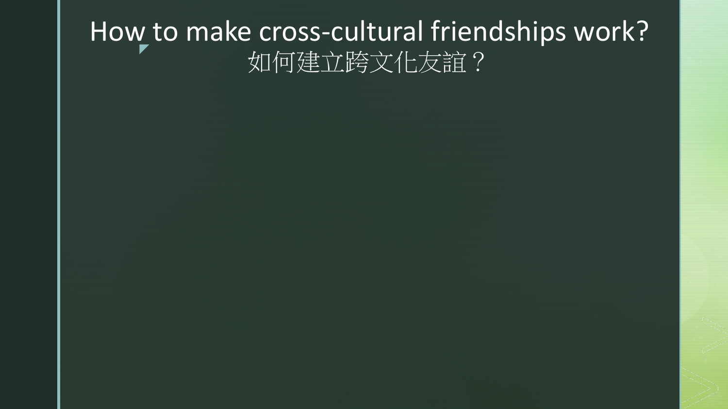# How to make cross-cultural friendships work?
# 如何建立跨文化友誼？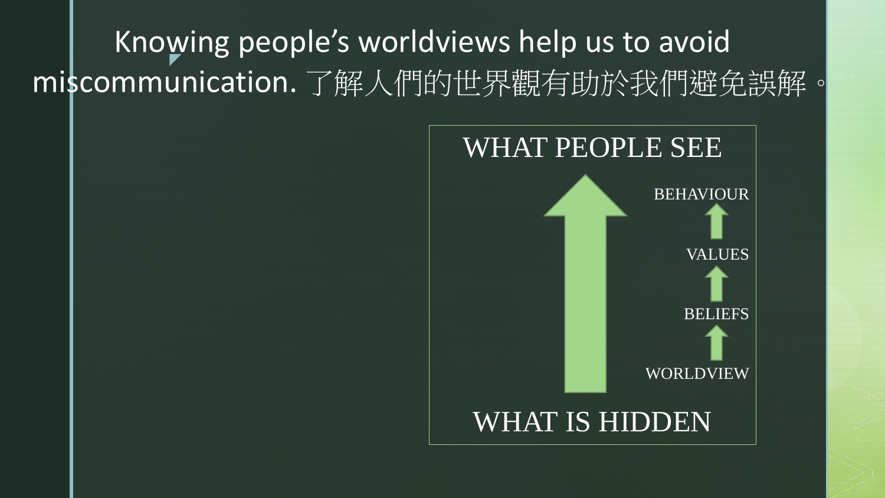# Knowing people's worldviews help us to avoid miscommunication. 了解人們的世界觀有助於我們避免誤解。

WHAT PEOPLE SEE

BEHAVIOUR

VALUES

BELIEFS

WORLDVIEW

WHAT IS HIDDEN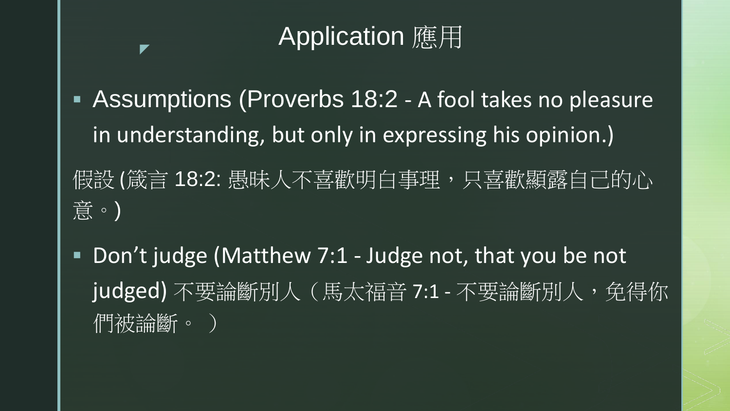# Application 應用

- Assumptions (Proverbs 18:2 - A fool takes no pleasure in understanding, but only in expressing his opinion.)

假設 (箴言 18:2: 愚昧人不喜歡明白事理，只喜歡顯露自己的心意。)

- Don’t judge (Matthew 7:1 - Judge not, that you be not judged) 不要論斷別人（馬太福音 7:1 - 不要論斷別人，免得你們被論斷。）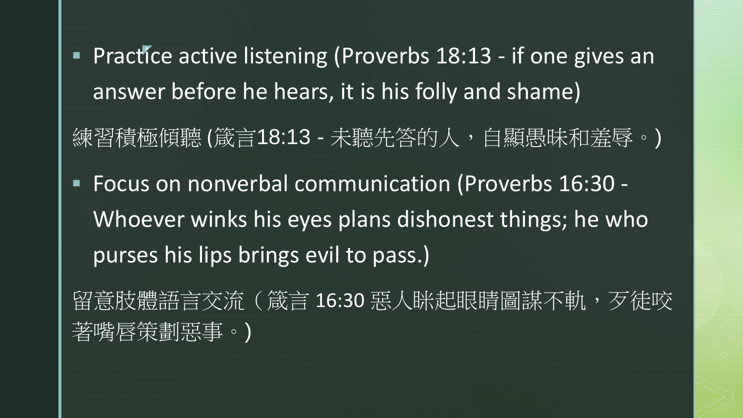- Practice active listening (Proverbs 18:13 - if one gives an answer before he hears, it is his folly and shame)

練習積極傾聽 (箴言18:13 - 未聽先答的人，自顯愚昧和羞辱。)

- Focus on nonverbal communication (Proverbs 16:30 - Whoever winks his eyes plans dishonest things; he who purses his lips brings evil to pass.)

留意肢體語言交流（箴言 16:30 惡人眯起眼睛圖謀不軌，歹徒咬著嘴唇策劃惡事。)